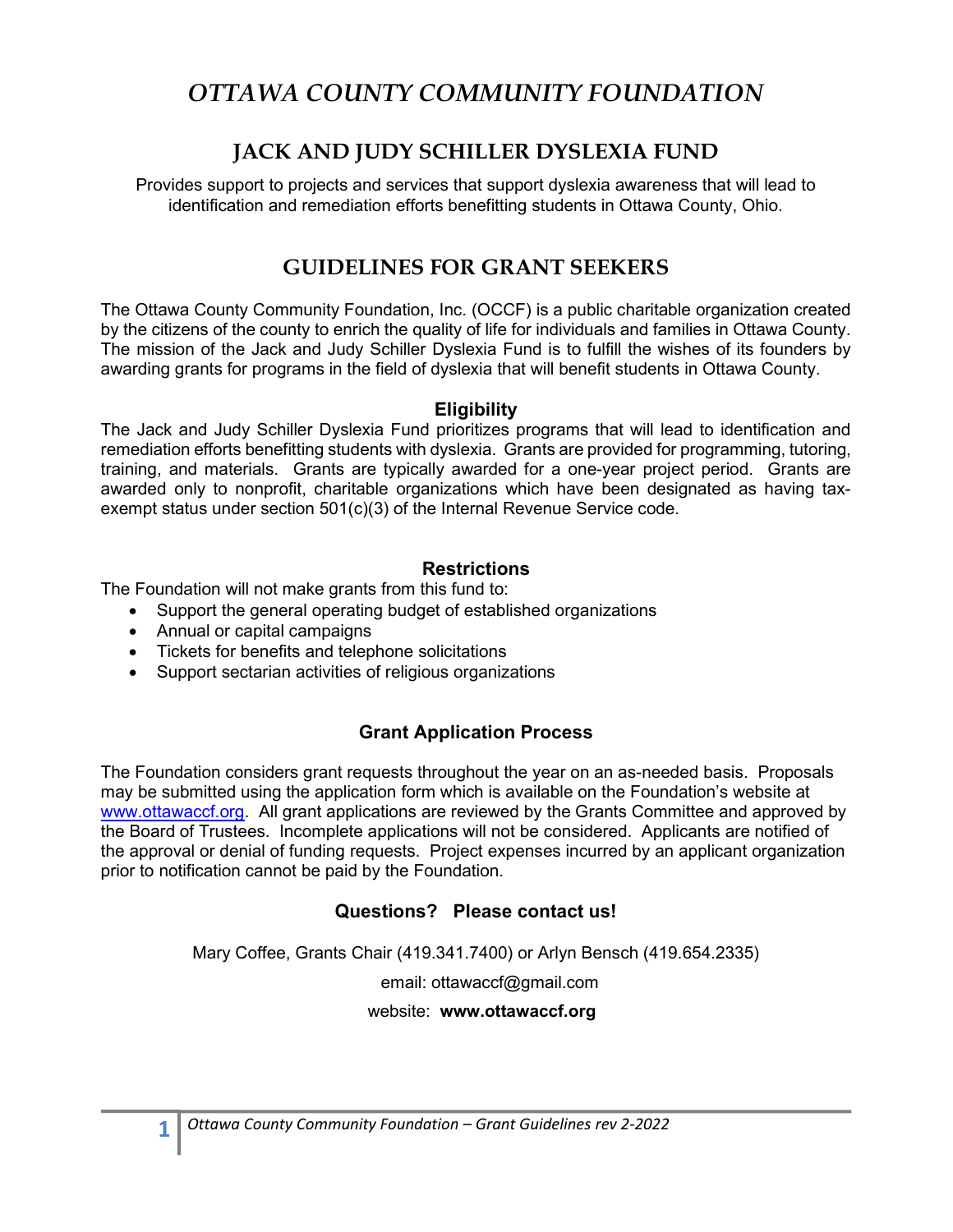# *OTTAWA COUNTY COMMUNITY FOUNDATION*

## JACK AND JUDY SCHILLER DYSLEXIA FUND

Provides support to projects and services that support dyslexia awareness that will lead to identification and remediation efforts benefitting students in Ottawa County, Ohio.

## GUIDELINES FOR GRANT SEEKERS

The Ottawa County Community Foundation, Inc. (OCCF) is a public charitable organization created by the citizens of the county to enrich the quality of life for individuals and families in Ottawa County. The mission of the Jack and Judy Schiller Dyslexia Fund is to fulfill the wishes of its founders by awarding grants for programs in the field of dyslexia that will benefit students in Ottawa County.

### Eligibility

The Jack and Judy Schiller Dyslexia Fund prioritizes programs that will lead to identification and remediation efforts benefitting students with dyslexia. Grants are provided for programming, tutoring, training, and materials. Grants are typically awarded for a one-year project period. Grants are awarded only to nonprofit, charitable organizations which have been designated as having tax-exempt status under section 501(c)(3) of the Internal Revenue Service code.

### Restrictions

The Foundation will not make grants from this fund to:

- Support the general operating budget of established organizations
- Annual or capital campaigns
- Tickets for benefits and telephone solicitations
- Support sectarian activities of religious organizations

### Grant Application Process

The Foundation considers grant requests throughout the year on an as-needed basis. Proposals may be submitted using the application form which is available on the Foundation's website at www.ottawaccf.org. All grant applications are reviewed by the Grants Committee and approved by the Board of Trustees. Incomplete applications will not be considered. Applicants are notified of the approval or denial of funding requests. Project expenses incurred by an applicant organization prior to notification cannot be paid by the Foundation.

### Questions? Please contact us!

Mary Coffee, Grants Chair (419.341.7400) or Arlyn Bensch (419.654.2335)

email: ottawaccf@gmail.com

website: **www.ottawaccf.org**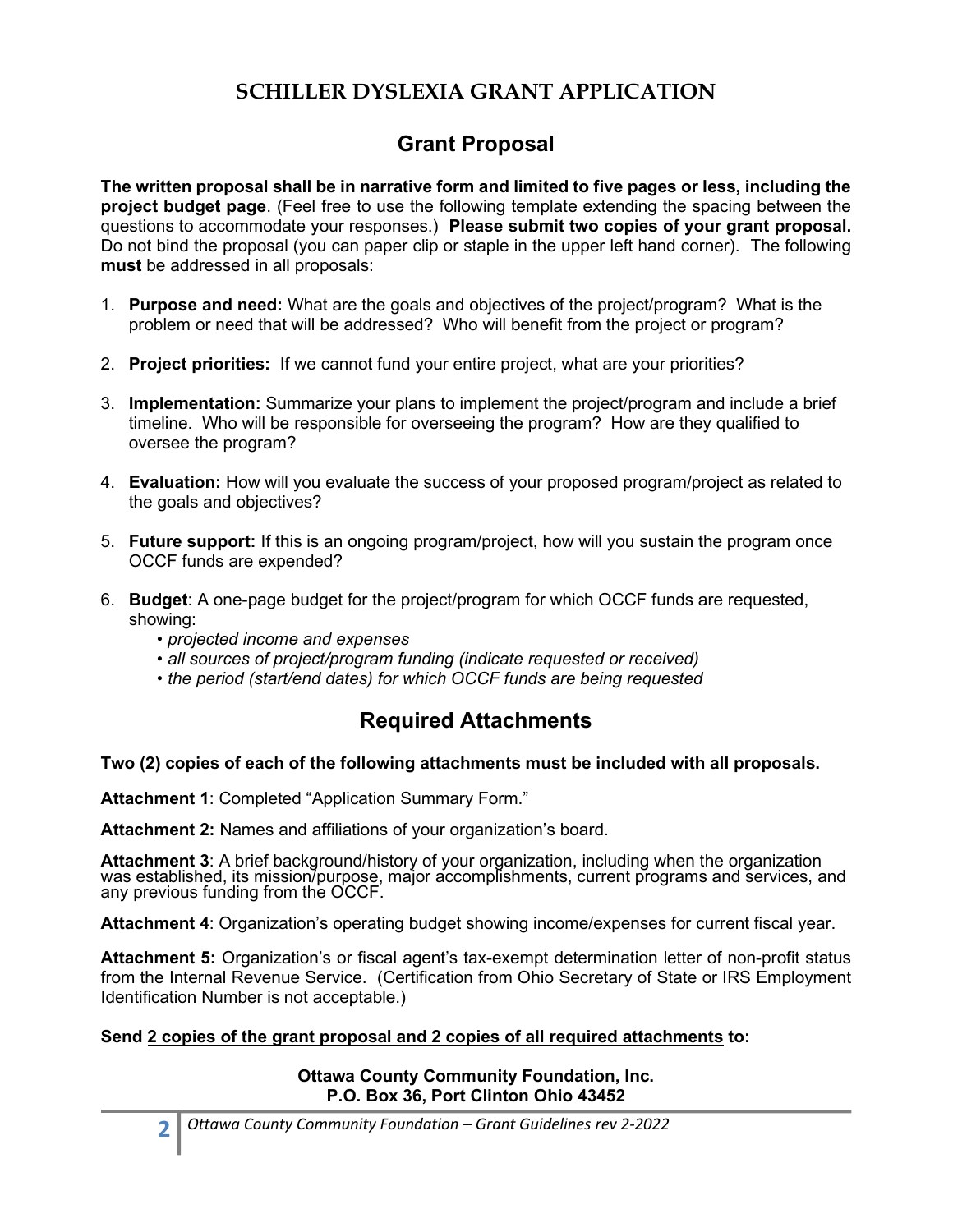# SCHILLER DYSLEXIA GRANT APPLICATION

## Grant Proposal

**The written proposal shall be in narrative form and limited to five pages or less, including the project budget page**. (Feel free to use the following template extending the spacing between the questions to accommodate your responses.) **Please submit two copies of your grant proposal.** Do not bind the proposal (you can paper clip or staple in the upper left hand corner). The following **must** be addressed in all proposals:

1. **Purpose and need:** What are the goals and objectives of the project/program? What is the problem or need that will be addressed? Who will benefit from the project or program?

2. **Project priorities:** If we cannot fund your entire project, what are your priorities?

3. **Implementation:** Summarize your plans to implement the project/program and include a brief timeline. Who will be responsible for overseeing the program? How are they qualified to oversee the program?

4. **Evaluation:** How will you evaluate the success of your proposed program/project as related to the goals and objectives?

5. **Future support:** If this is an ongoing program/project, how will you sustain the program once OCCF funds are expended?

6. **Budget**: A one-page budget for the project/program for which OCCF funds are requested, showing:
   - *projected income and expenses*
   - *all sources of project/program funding (indicate requested or received)*
   - *the period (start/end dates) for which OCCF funds are being requested*

## Required Attachments

**Two (2) copies of each of the following attachments must be included with all proposals.**

**Attachment 1**: Completed "Application Summary Form."

**Attachment 2:** Names and affiliations of your organization's board.

**Attachment 3**: A brief background/history of your organization, including when the organization was established, its mission/purpose, major accomplishments, current programs and services, and any previous funding from the OCCF.

**Attachment 4**: Organization's operating budget showing income/expenses for current fiscal year.

**Attachment 5:** Organization's or fiscal agent's tax-exempt determination letter of non-profit status from the Internal Revenue Service. (Certification from Ohio Secretary of State or IRS Employment Identification Number is not acceptable.)

**Send <u>2 copies of the grant proposal and 2 copies of all required attachments</u> to:**

**Ottawa County Community Foundation, Inc.**
**P.O. Box 36, Port Clinton Ohio 43452**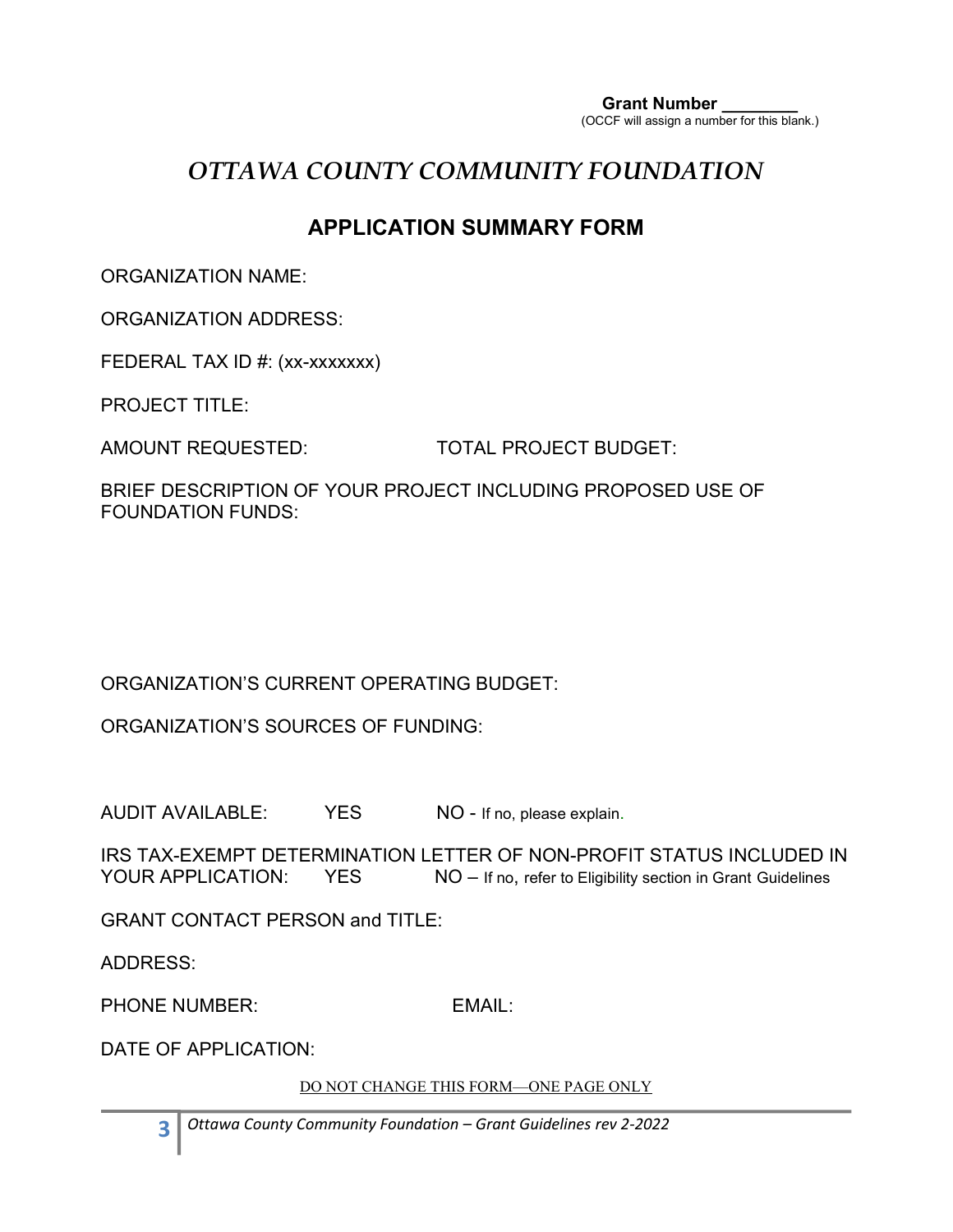**Grant Number \_\_\_\_\_\_\_\_**
(OCCF will assign a number for this blank.)

# *OTTAWA COUNTY COMMUNITY FOUNDATION*

## APPLICATION SUMMARY FORM

ORGANIZATION NAME:

ORGANIZATION ADDRESS:

FEDERAL TAX ID #: (xx-xxxxxxx)

PROJECT TITLE:

AMOUNT REQUESTED: TOTAL PROJECT BUDGET:

BRIEF DESCRIPTION OF YOUR PROJECT INCLUDING PROPOSED USE OF FOUNDATION FUNDS:

ORGANIZATION'S CURRENT OPERATING BUDGET:

ORGANIZATION'S SOURCES OF FUNDING:

AUDIT AVAILABLE: YES NO - If no, please explain.

IRS TAX-EXEMPT DETERMINATION LETTER OF NON-PROFIT STATUS INCLUDED IN YOUR APPLICATION: YES NO – If no, refer to Eligibility section in Grant Guidelines

GRANT CONTACT PERSON and TITLE:

ADDRESS:

PHONE NUMBER: EMAIL:

DATE OF APPLICATION:

DO NOT CHANGE THIS FORM—ONE PAGE ONLY